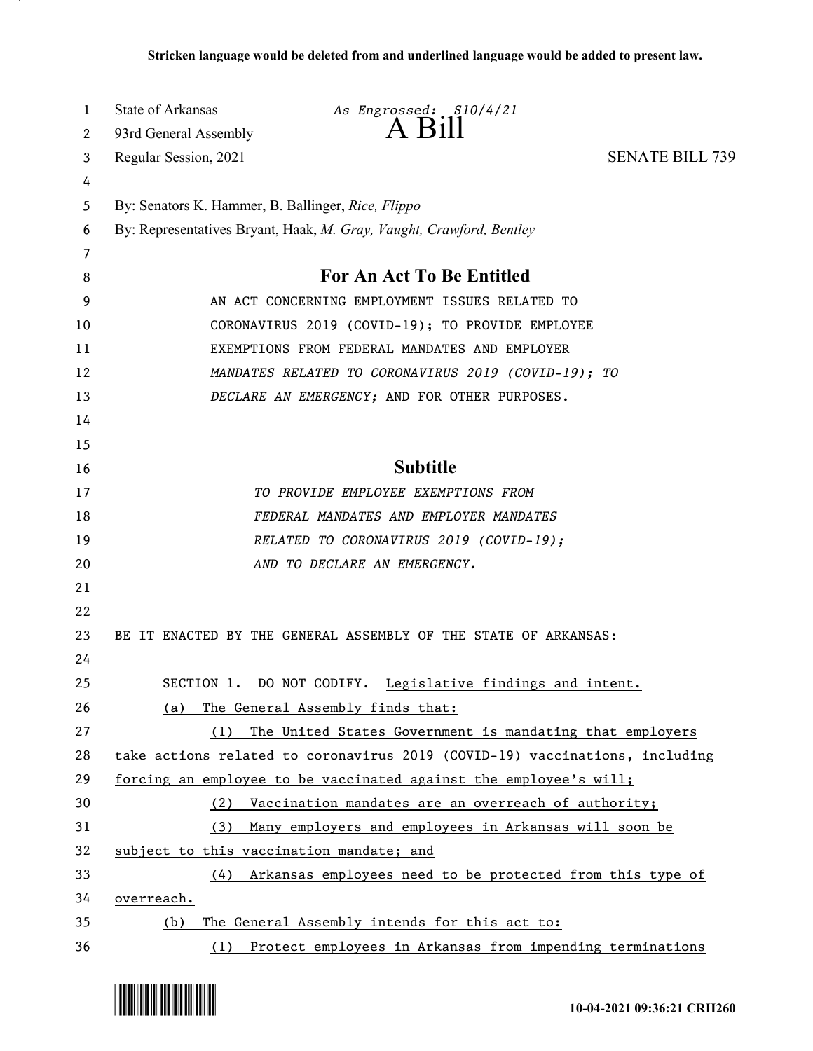Stricken language would be deleted from and underlined language would be added to present law.

State of Arkansas *As Engrossed: S10/4/21*
93rd General Assembly **A Bill**
Regular Session, 2021 SENATE BILL 739

By: Senators K. Hammer, B. Ballinger, *Rice, Flippo*
By: Representatives Bryant, Haak, *M. Gray, Vaught, Crawford, Bentley*

## For An Act To Be Entitled

AN ACT CONCERNING EMPLOYMENT ISSUES RELATED TO CORONAVIRUS 2019 (COVID-19); TO PROVIDE EMPLOYEE EXEMPTIONS FROM FEDERAL MANDATES AND EMPLOYER *MANDATES RELATED TO CORONAVIRUS 2019 (COVID-19); TO DECLARE AN EMERGENCY;* AND FOR OTHER PURPOSES.

## Subtitle

*TO PROVIDE EMPLOYEE EXEMPTIONS FROM FEDERAL MANDATES AND EMPLOYER MANDATES RELATED TO CORONAVIRUS 2019 (COVID-19); AND TO DECLARE AN EMERGENCY.*

BE IT ENACTED BY THE GENERAL ASSEMBLY OF THE STATE OF ARKANSAS:

SECTION 1. DO NOT CODIFY. Legislative findings and intent.

(a) The General Assembly finds that:

(1) The United States Government is mandating that employers take actions related to coronavirus 2019 (COVID-19) vaccinations, including forcing an employee to be vaccinated against the employee's will;

(2) Vaccination mandates are an overreach of authority;

(3) Many employers and employees in Arkansas will soon be subject to this vaccination mandate; and

(4) Arkansas employees need to be protected from this type of overreach.

(b) The General Assembly intends for this act to:

(1) Protect employees in Arkansas from impending terminations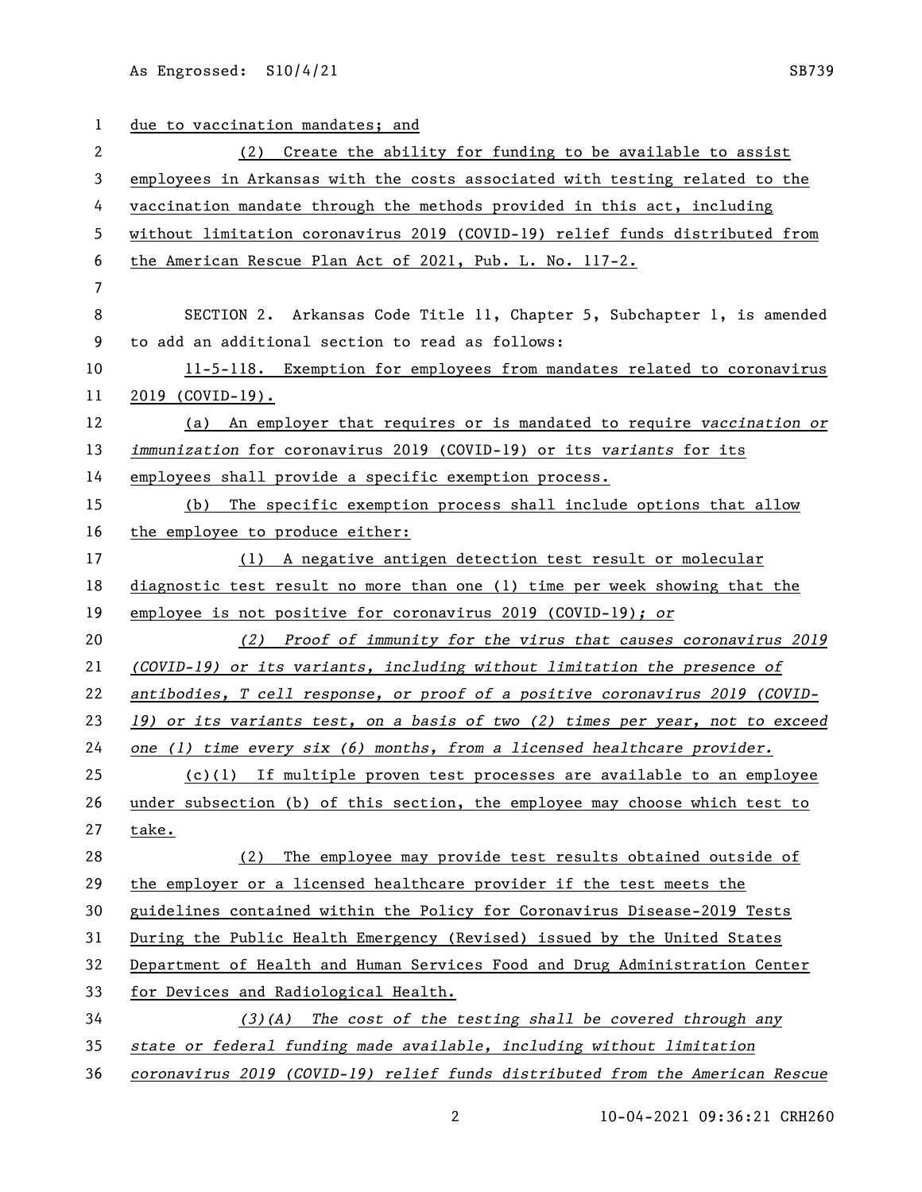due to vaccination mandates; and

(2) Create the ability for funding to be available to assist employees in Arkansas with the costs associated with testing related to the vaccination mandate through the methods provided in this act, including without limitation coronavirus 2019 (COVID-19) relief funds distributed from the American Rescue Plan Act of 2021, Pub. L. No. 117-2.

SECTION 2. Arkansas Code Title 11, Chapter 5, Subchapter 1, is amended to add an additional section to read as follows:

11-5-118. Exemption for employees from mandates related to coronavirus 2019 (COVID-19).

(a) An employer that requires or is mandated to require *vaccination or immunization* for coronavirus 2019 (COVID-19) or its *variants* for its employees shall provide a specific exemption process.

(b) The specific exemption process shall include options that allow the employee to produce either:

(1) A negative antigen detection test result or molecular diagnostic test result no more than one (1) time per week showing that the employee is not positive for coronavirus 2019 (COVID-19); *or*

*(2) Proof of immunity for the virus that causes coronavirus 2019 (COVID-19) or its variants, including without limitation the presence of antibodies, T cell response, or proof of a positive coronavirus 2019 (COVID-19) or its variants test, on a basis of two (2) times per year, not to exceed one (1) time every six (6) months, from a licensed healthcare provider.*

(c)(1) If multiple proven test processes are available to an employee under subsection (b) of this section, the employee may choose which test to take.

(2) The employee may provide test results obtained outside of the employer or a licensed healthcare provider if the test meets the guidelines contained within the Policy for Coronavirus Disease-2019 Tests During the Public Health Emergency (Revised) issued by the United States Department of Health and Human Services Food and Drug Administration Center for Devices and Radiological Health.

*(3)(A) The cost of the testing shall be covered through any state or federal funding made available, including without limitation coronavirus 2019 (COVID-19) relief funds distributed from the American Rescue*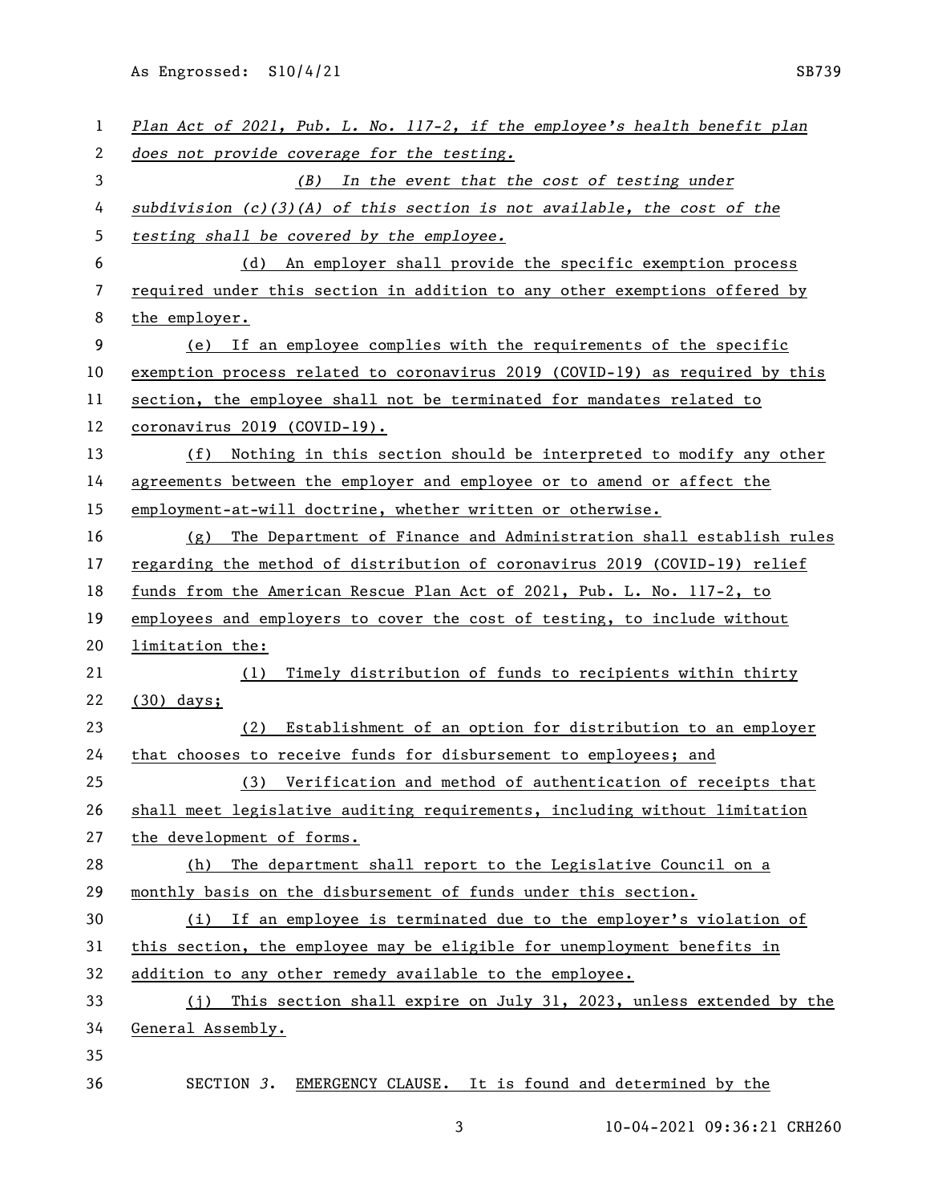*Plan Act of 2021, Pub. L. No. 117-2, if the employee's health benefit plan does not provide coverage for the testing.*

*(B) In the event that the cost of testing under subdivision (c)(3)(A) of this section is not available, the cost of the testing shall be covered by the employee.*

(d) An employer shall provide the specific exemption process required under this section in addition to any other exemptions offered by the employer.

(e) If an employee complies with the requirements of the specific exemption process related to coronavirus 2019 (COVID-19) as required by this section, the employee shall not be terminated for mandates related to coronavirus 2019 (COVID-19).

(f) Nothing in this section should be interpreted to modify any other agreements between the employer and employee or to amend or affect the employment-at-will doctrine, whether written or otherwise.

(g) The Department of Finance and Administration shall establish rules regarding the method of distribution of coronavirus 2019 (COVID-19) relief funds from the American Rescue Plan Act of 2021, Pub. L. No. 117-2, to employees and employers to cover the cost of testing, to include without limitation the:

(1) Timely distribution of funds to recipients within thirty (30) days;

(2) Establishment of an option for distribution to an employer that chooses to receive funds for disbursement to employees; and

(3) Verification and method of authentication of receipts that shall meet legislative auditing requirements, including without limitation the development of forms.

(h) The department shall report to the Legislative Council on a monthly basis on the disbursement of funds under this section.

(i) If an employee is terminated due to the employer's violation of this section, the employee may be eligible for unemployment benefits in addition to any other remedy available to the employee.

(j) This section shall expire on July 31, 2023, unless extended by the General Assembly.

SECTION *3*. EMERGENCY CLAUSE. It is found and determined by the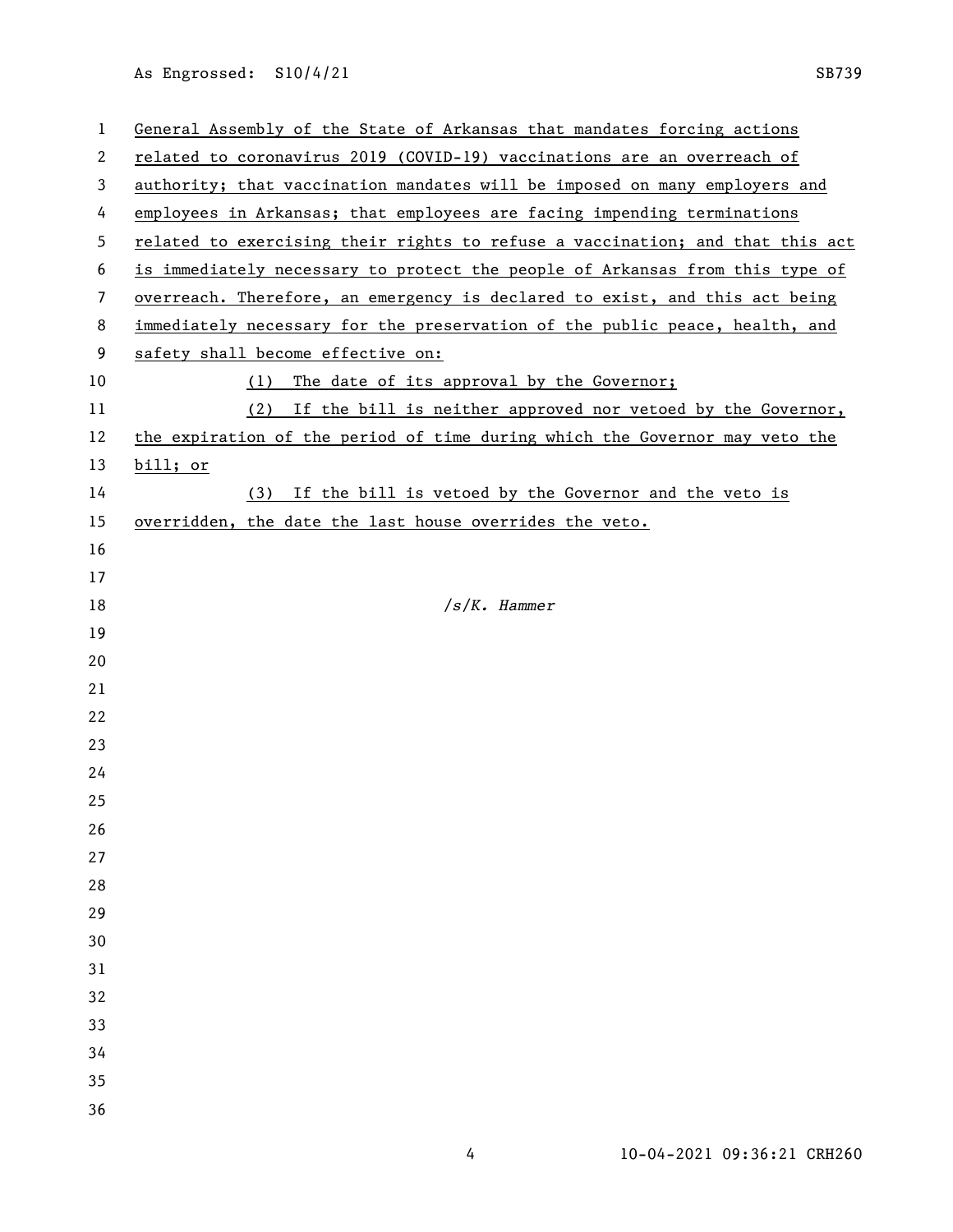General Assembly of the State of Arkansas that mandates forcing actions related to coronavirus 2019 (COVID-19) vaccinations are an overreach of authority; that vaccination mandates will be imposed on many employers and employees in Arkansas; that employees are facing impending terminations related to exercising their rights to refuse a vaccination; and that this act is immediately necessary to protect the people of Arkansas from this type of overreach. Therefore, an emergency is declared to exist, and this act being immediately necessary for the preservation of the public peace, health, and safety shall become effective on:

(1) The date of its approval by the Governor;

(2) If the bill is neither approved nor vetoed by the Governor, the expiration of the period of time during which the Governor may veto the bill; or

(3) If the bill is vetoed by the Governor and the veto is overridden, the date the last house overrides the veto.

*/s/K. Hammer*